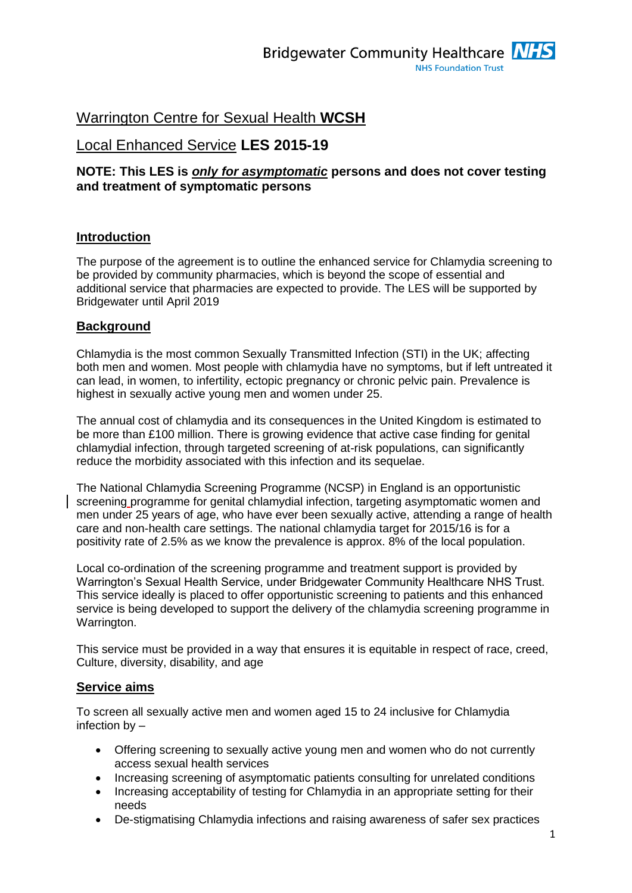# Warrington Centre for Sexual Health **WCSH**

## Local Enhanced Service **LES 2015-19**

**NOTE: This LES is *only for asymptomatic* persons and does not cover testing and treatment of symptomatic persons**

### Introduction

The purpose of the agreement is to outline the enhanced service for Chlamydia screening to be provided by community pharmacies, which is beyond the scope of essential and additional service that pharmacies are expected to provide. The LES will be supported by Bridgewater until April 2019

### Background

Chlamydia is the most common Sexually Transmitted Infection (STI) in the UK; affecting both men and women. Most people with chlamydia have no symptoms, but if left untreated it can lead, in women, to infertility, ectopic pregnancy or chronic pelvic pain. Prevalence is highest in sexually active young men and women under 25.

The annual cost of chlamydia and its consequences in the United Kingdom is estimated to be more than £100 million. There is growing evidence that active case finding for genital chlamydial infection, through targeted screening of at-risk populations, can significantly reduce the morbidity associated with this infection and its sequelae.

The National Chlamydia Screening Programme (NCSP) in England is an opportunistic screening programme for genital chlamydial infection, targeting asymptomatic women and men under 25 years of age, who have ever been sexually active, attending a range of health care and non-health care settings. The national chlamydia target for 2015/16 is for a positivity rate of 2.5% as we know the prevalence is approx. 8% of the local population.

Local co-ordination of the screening programme and treatment support is provided by Warrington's Sexual Health Service, under Bridgewater Community Healthcare NHS Trust. This service ideally is placed to offer opportunistic screening to patients and this enhanced service is being developed to support the delivery of the chlamydia screening programme in Warrington.

This service must be provided in a way that ensures it is equitable in respect of race, creed, Culture, diversity, disability, and age

### Service aims

To screen all sexually active men and women aged 15 to 24 inclusive for Chlamydia infection by –

- Offering screening to sexually active young men and women who do not currently access sexual health services
- Increasing screening of asymptomatic patients consulting for unrelated conditions
- Increasing acceptability of testing for Chlamydia in an appropriate setting for their needs
- De-stigmatising Chlamydia infections and raising awareness of safer sex practices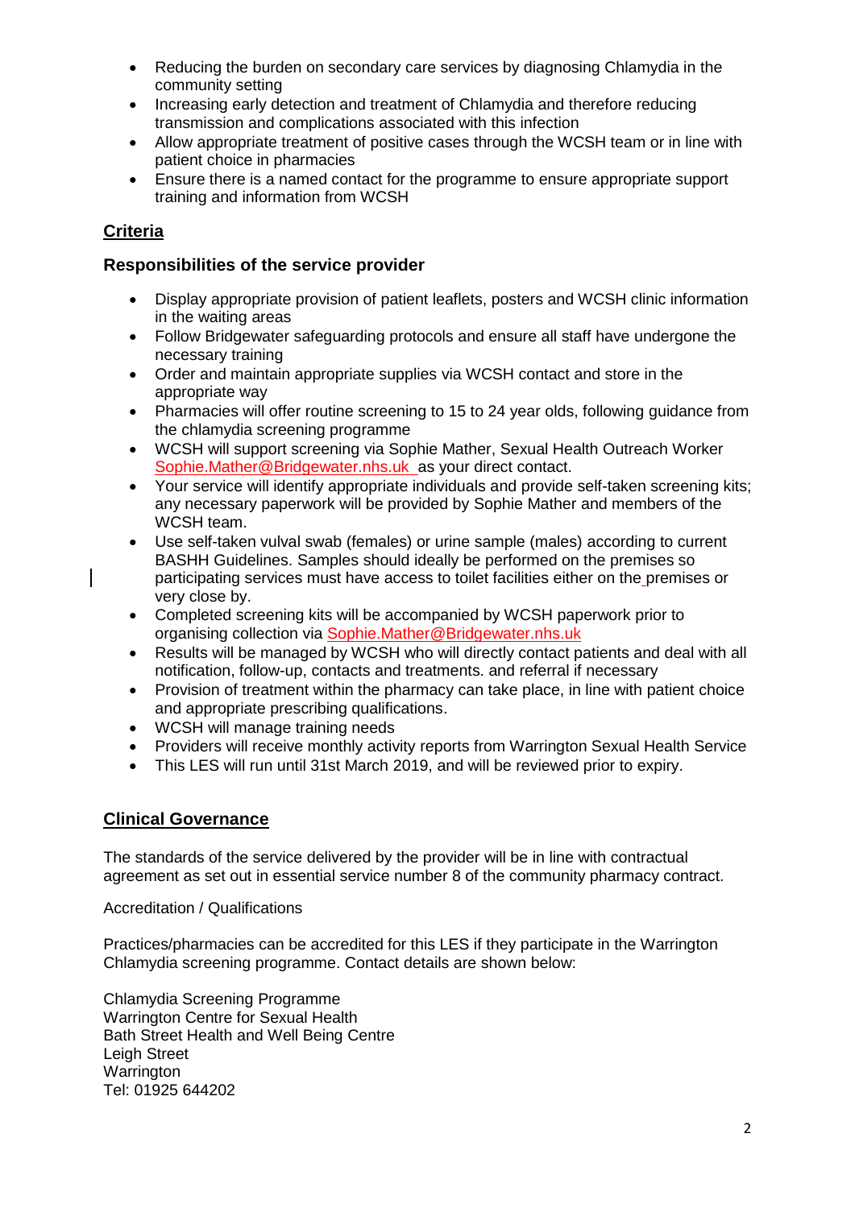- Reducing the burden on secondary care services by diagnosing Chlamydia in the community setting
- Increasing early detection and treatment of Chlamydia and therefore reducing transmission and complications associated with this infection
- Allow appropriate treatment of positive cases through the WCSH team or in line with patient choice in pharmacies
- Ensure there is a named contact for the programme to ensure appropriate support training and information from WCSH

## Criteria

### Responsibilities of the service provider

- Display appropriate provision of patient leaflets, posters and WCSH clinic information in the waiting areas
- Follow Bridgewater safeguarding protocols and ensure all staff have undergone the necessary training
- Order and maintain appropriate supplies via WCSH contact and store in the appropriate way
- Pharmacies will offer routine screening to 15 to 24 year olds, following guidance from the chlamydia screening programme
- WCSH will support screening via Sophie Mather, Sexual Health Outreach Worker Sophie.Mather@Bridgewater.nhs.uk as your direct contact.
- Your service will identify appropriate individuals and provide self-taken screening kits; any necessary paperwork will be provided by Sophie Mather and members of the WCSH team.
- Use self-taken vulval swab (females) or urine sample (males) according to current BASHH Guidelines. Samples should ideally be performed on the premises so participating services must have access to toilet facilities either on the premises or very close by.
- Completed screening kits will be accompanied by WCSH paperwork prior to organising collection via Sophie.Mather@Bridgewater.nhs.uk
- Results will be managed by WCSH who will directly contact patients and deal with all notification, follow-up, contacts and treatments. and referral if necessary
- Provision of treatment within the pharmacy can take place, in line with patient choice and appropriate prescribing qualifications.
- WCSH will manage training needs
- Providers will receive monthly activity reports from Warrington Sexual Health Service
- This LES will run until 31st March 2019, and will be reviewed prior to expiry.

## Clinical Governance

The standards of the service delivered by the provider will be in line with contractual agreement as set out in essential service number 8 of the community pharmacy contract.

Accreditation / Qualifications

Practices/pharmacies can be accredited for this LES if they participate in the Warrington Chlamydia screening programme. Contact details are shown below:

Chlamydia Screening Programme
Warrington Centre for Sexual Health
Bath Street Health and Well Being Centre
Leigh Street
Warrington
Tel: 01925 644202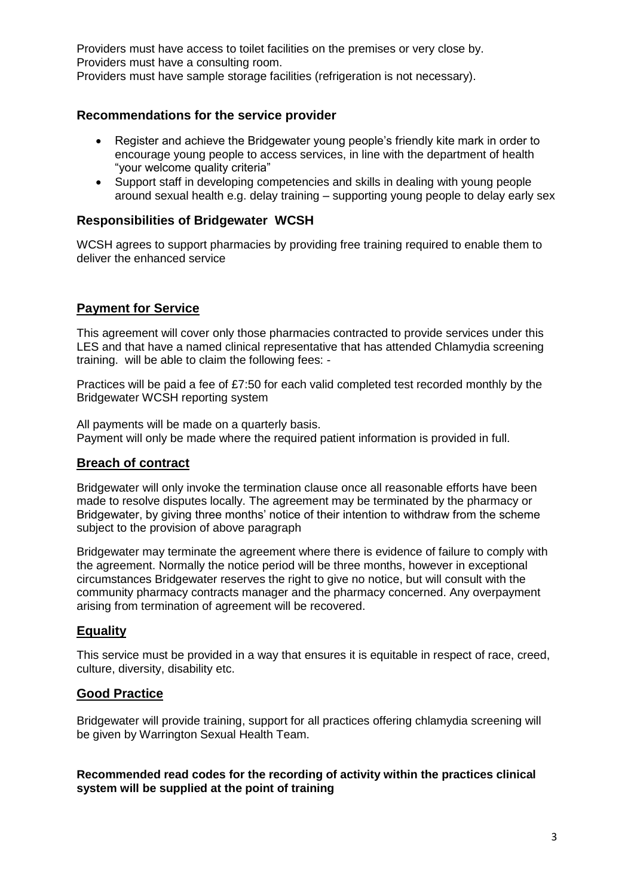Providers must have access to toilet facilities on the premises or very close by.
Providers must have a consulting room.
Providers must have sample storage facilities (refrigeration is not necessary).

### Recommendations for the service provider

- Register and achieve the Bridgewater young people's friendly kite mark in order to encourage young people to access services, in line with the department of health "your welcome quality criteria"
- Support staff in developing competencies and skills in dealing with young people around sexual health e.g. delay training – supporting young people to delay early sex

### Responsibilities of Bridgewater WCSH

WCSH agrees to support pharmacies by providing free training required to enable them to deliver the enhanced service

### Payment for Service

This agreement will cover only those pharmacies contracted to provide services under this LES and that have a named clinical representative that has attended Chlamydia screening training. will be able to claim the following fees: -

Practices will be paid a fee of £7:50 for each valid completed test recorded monthly by the Bridgewater WCSH reporting system

All payments will be made on a quarterly basis.
Payment will only be made where the required patient information is provided in full.

### Breach of contract

Bridgewater will only invoke the termination clause once all reasonable efforts have been made to resolve disputes locally. The agreement may be terminated by the pharmacy or Bridgewater, by giving three months' notice of their intention to withdraw from the scheme subject to the provision of above paragraph

Bridgewater may terminate the agreement where there is evidence of failure to comply with the agreement. Normally the notice period will be three months, however in exceptional circumstances Bridgewater reserves the right to give no notice, but will consult with the community pharmacy contracts manager and the pharmacy concerned. Any overpayment arising from termination of agreement will be recovered.

### Equality

This service must be provided in a way that ensures it is equitable in respect of race, creed, culture, diversity, disability etc.

### Good Practice

Bridgewater will provide training, support for all practices offering chlamydia screening will be given by Warrington Sexual Health Team.

**Recommended read codes for the recording of activity within the practices clinical system will be supplied at the point of training**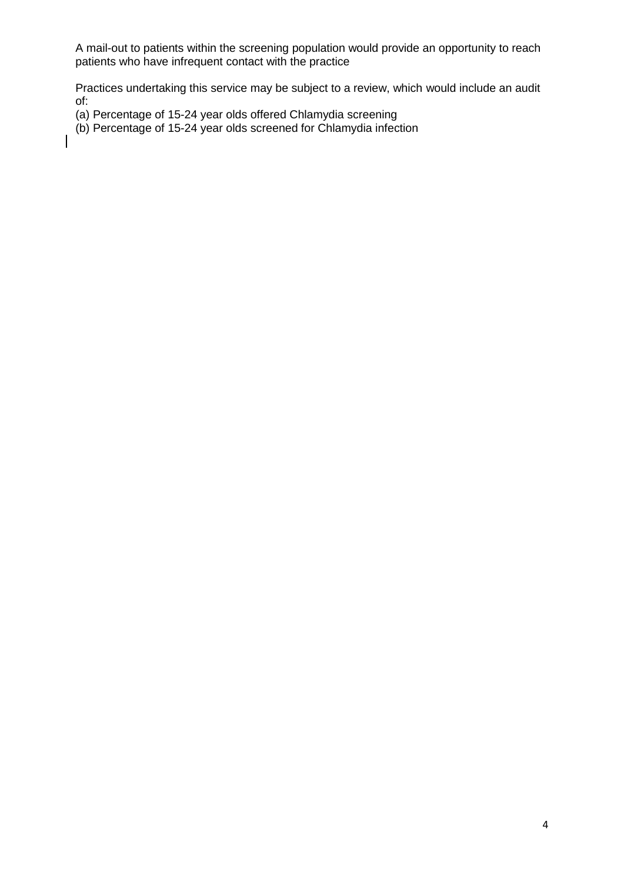A mail-out to patients within the screening population would provide an opportunity to reach patients who have infrequent contact with the practice

Practices undertaking this service may be subject to a review, which would include an audit of:

(a) Percentage of 15-24 year olds offered Chlamydia screening
(b) Percentage of 15-24 year olds screened for Chlamydia infection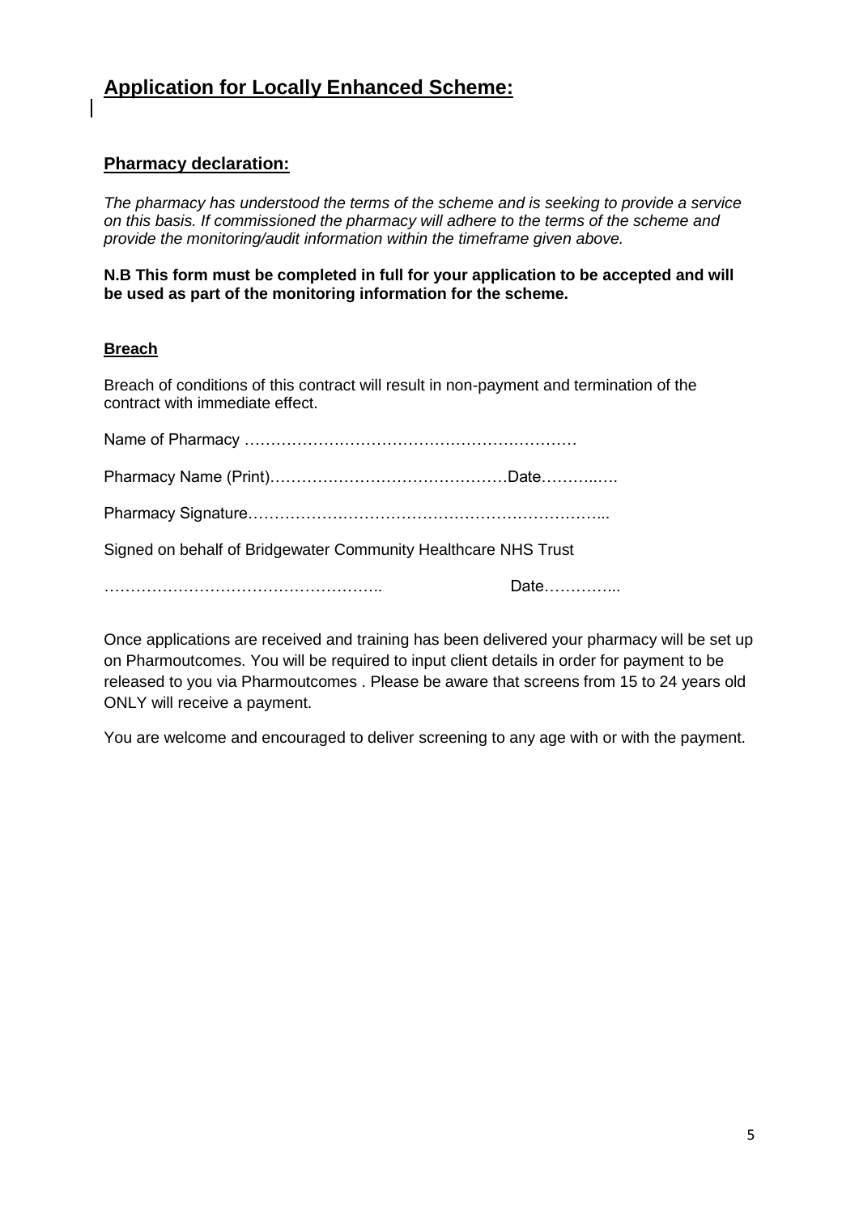## Application for Locally Enhanced Scheme:

### Pharmacy declaration:

*The pharmacy has understood the terms of the scheme and is seeking to provide a service on this basis. If commissioned the pharmacy will adhere to the terms of the scheme and provide the monitoring/audit information within the timeframe given above.*

**N.B This form must be completed in full for your application to be accepted and will be used as part of the monitoring information for the scheme.**

#### Breach

Breach of conditions of this contract will result in non-payment and termination of the contract with immediate effect.

Name of Pharmacy ………………………………………………………

Pharmacy Name (Print)………………………………………Date………..….

Pharmacy Signature……………….…………………………….……….…...

Signed on behalf of Bridgewater Community Healthcare NHS Trust

…………………………………………….. Date…………...

Once applications are received and training has been delivered your pharmacy will be set up on Pharmoutcomes. You will be required to input client details in order for payment to be released to you via Pharmoutcomes . Please be aware that screens from 15 to 24 years old ONLY will receive a payment.

You are welcome and encouraged to deliver screening to any age with or with the payment.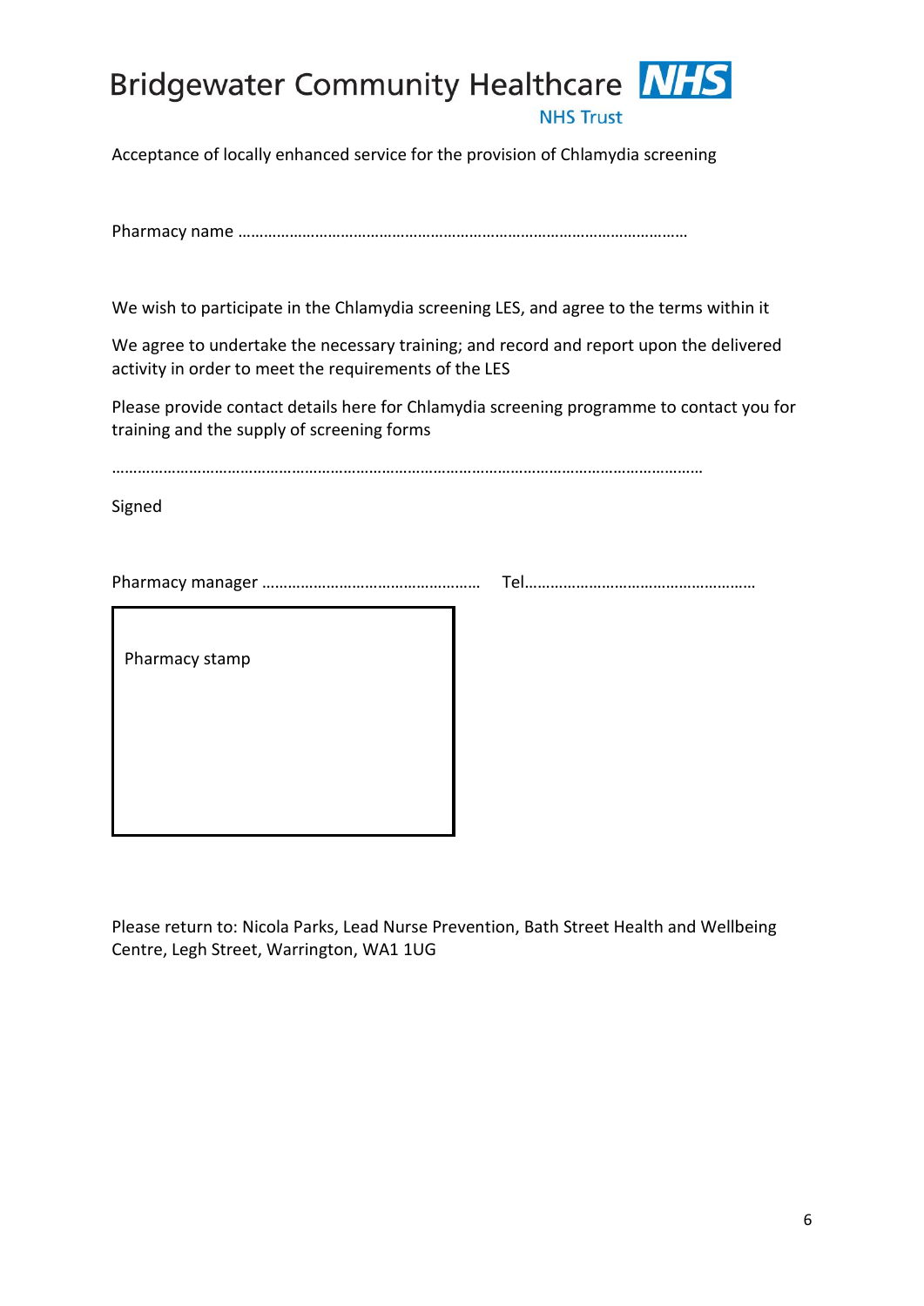Bridgewater Community Healthcare NHS Trust

Acceptance of locally enhanced service for the provision of Chlamydia screening

Pharmacy name …………………………………………………………………………………………

We wish to participate in the Chlamydia screening LES, and agree to the terms within it

We agree to undertake the necessary training; and record and report upon the delivered activity in order to meet the requirements of the LES

Please provide contact details here for Chlamydia screening programme to contact you for training and the supply of screening forms

……………………………………………………………………………………………………………………

Signed

Pharmacy manager ……………………………………………  Tel………………………………………………

| Pharmacy stamp |
|---|
| |

Please return to: Nicola Parks, Lead Nurse Prevention, Bath Street Health and Wellbeing Centre, Legh Street, Warrington, WA1 1UG